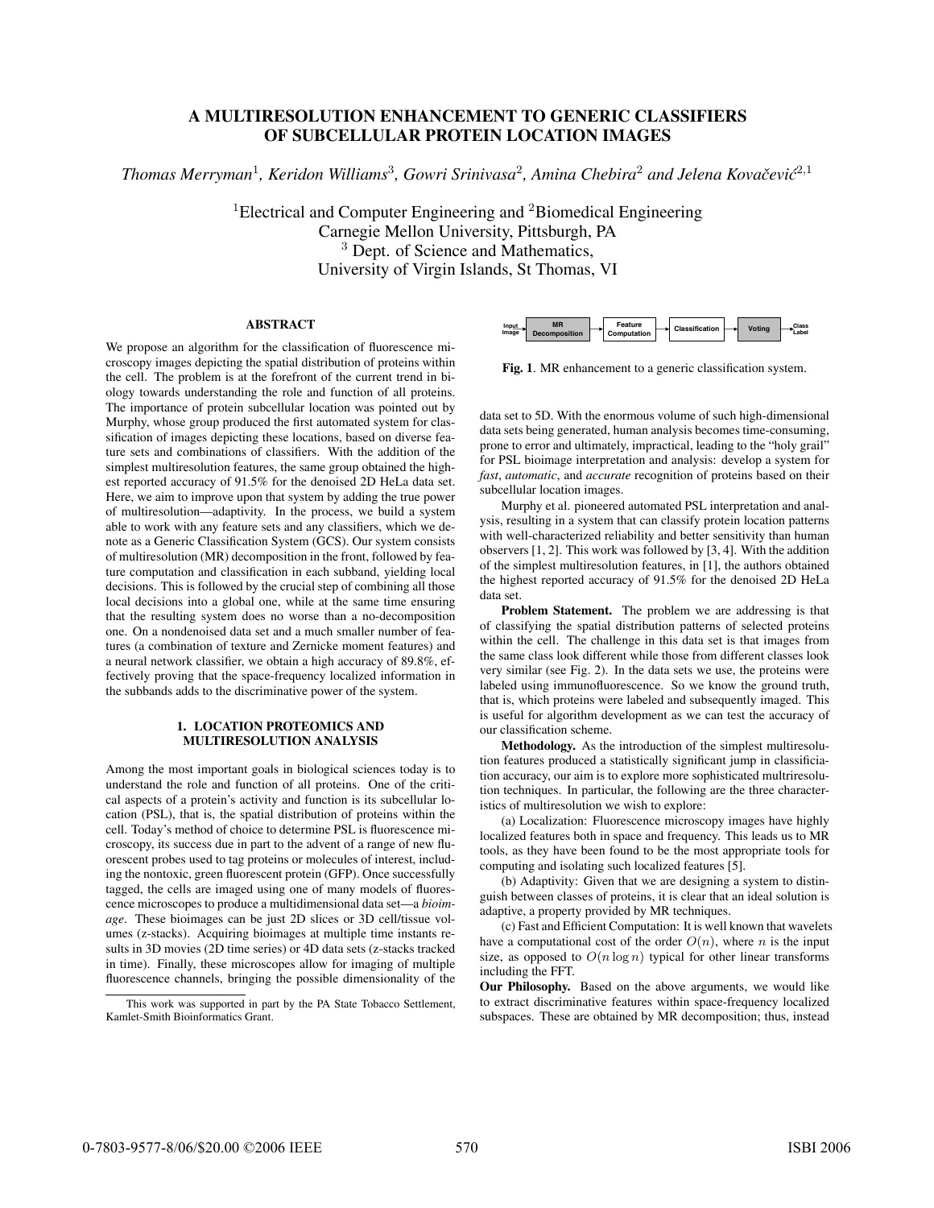# A MULTIRESOLUTION ENHANCEMENT TO GENERIC CLASSIFIERS OF SUBCELLULAR PROTEIN LOCATION IMAGES

*Thomas Merryman*[1], *Keridon Williams*[3], *Gowri Srinivasa*[2], *Amina Chebira*[2] *and Jelena Kovačević*[2,1]

[1]Electrical and Computer Engineering and [2]Biomedical Engineering
Carnegie Mellon University, Pittsburgh, PA
[3] Dept. of Science and Mathematics,
University of Virgin Islands, St Thomas, VI

## ABSTRACT

We propose an algorithm for the classification of fluorescence microscopy images depicting the spatial distribution of proteins within the cell. The problem is at the forefront of the current trend in biology towards understanding the role and function of all proteins. The importance of protein subcellular location was pointed out by Murphy, whose group produced the first automated system for classification of images depicting these locations, based on diverse feature sets and combinations of classifiers. With the addition of the simplest multiresolution features, the same group obtained the highest reported accuracy of 91.5% for the denoised 2D HeLa data set. Here, we aim to improve upon that system by adding the true power of multiresolution—adaptivity. In the process, we build a system able to work with any feature sets and any classifiers, which we denote as a Generic Classification System (GCS). Our system consists of multiresolution (MR) decomposition in the front, followed by feature computation and classification in each subband, yielding local decisions. This is followed by the crucial step of combining all those local decisions into a global one, while at the same time ensuring that the resulting system does no worse than a no-decomposition one. On a nondenoised data set and a much smaller number of features (a combination of texture and Zernicke moment features) and a neural network classifier, we obtain a high accuracy of 89.8%, effectively proving that the space-frequency localized information in the subbands adds to the discriminative power of the system.

## 1. LOCATION PROTEOMICS AND MULTIRESOLUTION ANALYSIS

Among the most important goals in biological sciences today is to understand the role and function of all proteins. One of the critical aspects of a protein's activity and function is its subcellular location (PSL), that is, the spatial distribution of proteins within the cell. Today's method of choice to determine PSL is fluorescence microscopy, its success due in part to the advent of a range of new fluorescent probes used to tag proteins or molecules of interest, including the nontoxic, green fluorescent protein (GFP). Once successfully tagged, the cells are imaged using one of many models of fluorescence microscopes to produce a multidimensional data set—a *bioimage*. These bioimages can be just 2D slices or 3D cell/tissue volumes (z-stacks). Acquiring bioimages at multiple time instants results in 3D movies (2D time series) or 4D data sets (z-stacks tracked in time). Finally, these microscopes allow for imaging of multiple fluorescence channels, bringing the possible dimensionality of the data set to 5D. With the enormous volume of such high-dimensional data sets being generated, human analysis becomes time-consuming, prone to error and ultimately, impractical, leading to the "holy grail" for PSL bioimage interpretation and analysis: develop a system for *fast*, *automatic*, and *accurate* recognition of proteins based on their subcellular location images.

This work was supported in part by the PA State Tobacco Settlement, Kamlet-Smith Bioinformatics Grant.

Input Image → MR Decomposition → Feature Computation → Classification → Voting → Class Label

**Fig. 1**. MR enhancement to a generic classification system.

Murphy et al. pioneered automated PSL interpretation and analysis, resulting in a system that can classify protein location patterns with well-characterized reliability and better sensitivity than human observers [1, 2]. This work was followed by [3, 4]. With the addition of the simplest multiresolution features, in [1], the authors obtained the highest reported accuracy of 91.5% for the denoised 2D HeLa data set.

**Problem Statement.** The problem we are addressing is that of classifying the spatial distribution patterns of selected proteins within the cell. The challenge in this data set is that images from the same class look different while those from different classes look very similar (see Fig. 2). In the data sets we use, the proteins were labeled using immunofluorescence. So we know the ground truth, that is, which proteins were labeled and subsequently imaged. This is useful for algorithm development as we can test the accuracy of our classification scheme.

**Methodology.** As the introduction of the simplest multiresolution features produced a statistically significant jump in classificiation accuracy, our aim is to explore more sophisticated multrireslution techniques. In particular, the following are the three characteristics of multiresolution we wish to explore:

(a) Localization: Fluorescence microscopy images have highly localized features both in space and frequency. This leads us to MR tools, as they have been found to be the most appropriate tools for computing and isolating such localized features [5].

(b) Adaptivity: Given that we are designing a system to distinguish between classes of proteins, it is clear that an ideal solution is adaptive, a property provided by MR techniques.

(c) Fast and Efficient Computation: It is well known that wavelets have a computational cost of the order $O(n)$, where $n$ is the input size, as opposed to $O(n \log n)$ typical for other linear transforms including the FFT.

**Our Philosophy.** Based on the above arguments, we would like to extract discriminative features within space-frequency localized subspaces. These are obtained by MR decomposition; thus, instead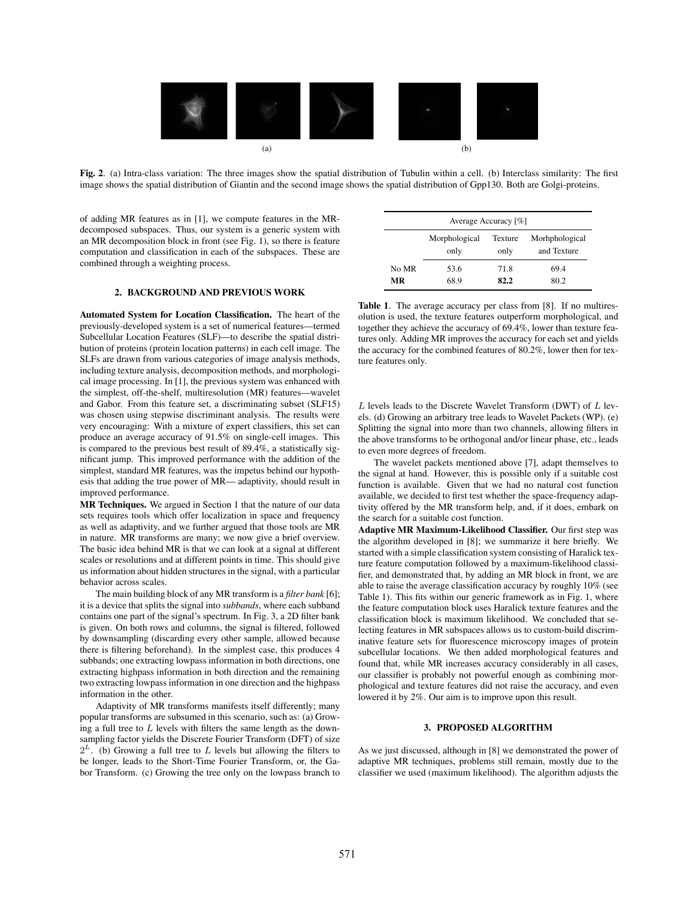Fig. 2. (a) Intra-class variation: The three images show the spatial distribution of Tubulin within a cell. (b) Interclass similarity: The first image shows the spatial distribution of Giantin and the second image shows the spatial distribution of Gpp130. Both are Golgi-proteins.

of adding MR features as in [1], we compute features in the MR-decomposed subspaces. Thus, our system is a generic system with an MR decomposition block in front (see Fig. 1), so there is feature computation and classification in each of the subspaces. These are combined through a weighting process.

## 2. BACKGROUND AND PREVIOUS WORK

**Automated System for Location Classification.** The heart of the previously-developed system is a set of numerical features—termed Subcellular Location Features (SLF)—to describe the spatial distribution of proteins (protein location patterns) in each cell image. The SLFs are drawn from various categories of image analysis methods, including texture analysis, decomposition methods, and morphological image processing. In [1], the previous system was enhanced with the simplest, off-the-shelf, multiresolution (MR) features—wavelet and Gabor. From this feature set, a discriminating subset (SLF15) was chosen using stepwise discriminant analysis. The results were very encouraging: With a mixture of expert classifiers, this set can produce an average accuracy of 91.5% on single-cell images. This is compared to the previous best result of 89.4%, a statistically significant jump. This improved performance with the addition of the simplest, standard MR features, was the impetus behind our hypothesis that adding the true power of MR— adaptivity, should result in improved performance.

**MR Techniques.** We argued in Section 1 that the nature of our data sets requires tools which offer localization in space and frequency as well as adaptivity, and we further argued that those tools are MR in nature. MR transforms are many; we now give a brief overview. The basic idea behind MR is that we can look at a signal at different scales or resolutions and at different points in time. This should give us information about hidden structures in the signal, with a particular behavior across scales.

The main building block of any MR transform is a *filter bank* [6]; it is a device that splits the signal into *subbands*, where each subband contains one part of the signal's spectrum. In Fig. 3, a 2D filter bank is given. On both rows and columns, the signal is filtered, followed by downsampling (discarding every other sample, allowed because there is filtering beforehand). In the simplest case, this produces 4 subbands; one extracting lowpass information in both directions, one extracting highpass information in both direction and the remaining two extracting lowpass information in one direction and the highpass information in the other.

Adaptivity of MR transforms manifests itself differently; many popular transforms are subsumed in this scenario, such as: (a) Growing a full tree to $L$ levels with filters the same length as the downsampling factor yields the Discrete Fourier Transform (DFT) of size $2^L$. (b) Growing a full tree to $L$ levels but allowing the filters to be longer, leads to the Short-Time Fourier Transform, or, the Gabor Transform. (c) Growing the tree only on the lowpass branch to $L$ levels leads to the Discrete Wavelet Transform (DWT) of $L$ levels. (d) Growing an arbitrary tree leads to Wavelet Packets (WP). (e) Splitting the signal into more than two channels, allowing filters in the above transforms to be orthogonal and/or linear phase, etc., leads to even more degrees of freedom.

The wavelet packets mentioned above [7], adapt themselves to the signal at hand. However, this is possible only if a suitable cost function is available. Given that we had no natural cost function available, we decided to first test whether the space-frequency adaptivity offered by the MR transform help, and, if it does, embark on the search for a suitable cost function.

| Average Accuracy [%] | | | |
|---|---|---|---|
| | Morphological only | Texture only | Morhphological and Texture |
| No MR | 53.6 | 71.8 | 69.4 |
| **MR** | 68.9 | **82.2** | 80.2 |

**Table 1.** The average accuracy per class from [8]. If no multiresolution is used, the texture features outperform morphological, and together they achieve the accuracy of 69.4%, lower than texture features only. Adding MR improves the accuracy for each set and yields the accuracy for the combined features of 80.2%, lower then for texture features only.

**Adaptive MR Maximum-Likelihood Classifier.** Our first step was the algorithm developed in [8]; we summarize it here briefly. We started with a simple classification system consisting of Haralick texture feature computation followed by a maximum-likelihood classifier, and demonstrated that, by adding an MR block in front, we are able to raise the average classification accuracy by roughly 10% (see Table 1). This fits within our generic framework as in Fig. 1, where the feature computation block uses Haralick texture features and the classification block is maximum likelihood. We concluded that selecting features in MR subspaces allows us to custom-build discriminative feature sets for fluorescence microscopy images of protein subcellular locations. We then added morphological features and found that, while MR increases accuracy considerably in all cases, our classifier is probably not powerful enough as combining morphological and texture features did not raise the accuracy, and even lowered it by 2%. Our aim is to improve upon this result.

## 3. PROPOSED ALGORITHM

As we just discussed, although in [8] we demonstrated the power of adaptive MR techniques, problems still remain, mostly due to the classifier we used (maximum likelihood). The algorithm adjusts the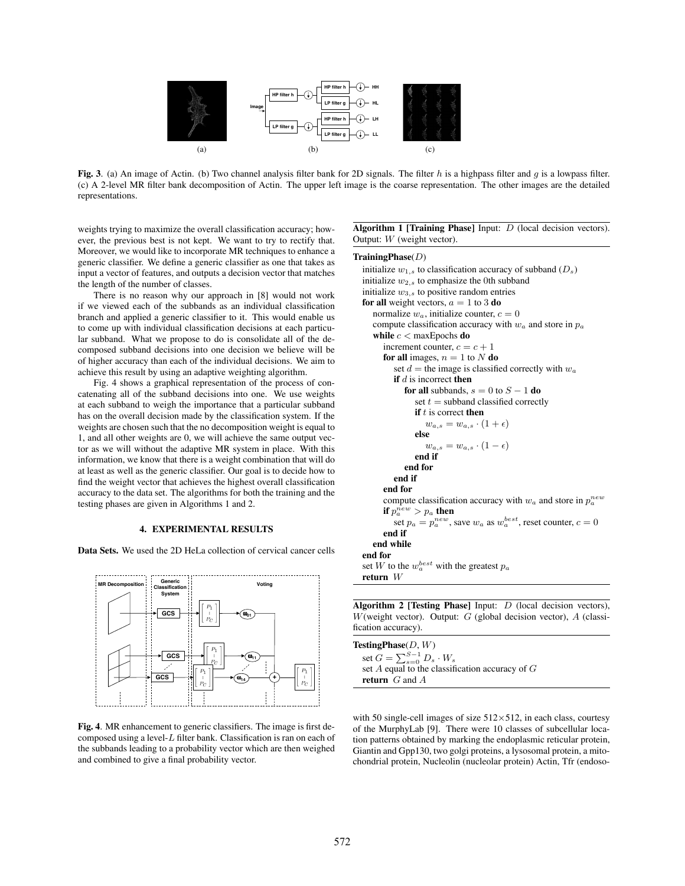Fig. 3. (a) An image of Actin. (b) Two channel analysis filter bank for 2D signals. The filter $h$ is a highpass filter and $g$ is a lowpass filter. (c) A 2-level MR filter bank decomposition of Actin. The upper left image is the coarse representation. The other images are the detailed representations.

weights trying to maximize the overall classification accuracy; however, the previous best is not kept. We want to try to rectify that. Moreover, we would like to incorporate MR techniques to enhance a generic classifier. We define a generic classifier as one that takes as input a vector of features, and outputs a decision vector that matches the length of the number of classes.

There is no reason why our approach in [8] would not work if we viewed each of the subbands as an individual classification branch and applied a generic classifier to it. This would enable us to come up with individual classification decisions at each particular subband. What we propose to do is consolidate all of the decomposed subband decisions into one decision we believe will be of higher accuracy than each of the individual decisions. We aim to achieve this result by using an adaptive weighting algorithm.

Fig. 4 shows a graphical representation of the process of concatenating all of the subband decisions into one. We use weights at each subband to weigh the importance that a particular subband has on the overall decision made by the classification system. If the weights are chosen such that the no decomposition weight is equal to 1, and all other weights are 0, we will achieve the same output vector as we will without the adaptive MR system in place. With this information, we know that there is a weight combination that will do at least as well as the generic classifier. Our goal is to decide how to find the weight vector that achieves the highest overall classification accuracy to the data set. The algorithms for both the training and the testing phases are given in Algorithms 1 and 2.

**Algorithm 1 [Training Phase]** Input: $D$ (local decision vectors). Output: $W$ (weight vector).

```
TrainingPhase(D)
  initialize w_{1,s} to classification accuracy of subband (D_s)
  initialize w_{2,s} to emphasize the 0th subband
  initialize w_{3,s} to positive random entries
  for all weight vectors, a = 1 to 3 do
    normalize w_a, initialize counter, c = 0
    compute classification accuracy with w_a and store in p_a
    while c < maxEpochs do
      increment counter, c = c + 1
      for all images, n = 1 to N do
        set d = the image is classified correctly with w_a
        if d is incorrect then
          for all subbands, s = 0 to S - 1 do
            set t = subband classified correctly
            if t is correct then
              w_{a,s} = w_{a,s} · (1 + ε)
            else
              w_{a,s} = w_{a,s} · (1 - ε)
            end if
          end for
        end if
      end for
      compute classification accuracy with w_a and store in p_a^{new}
      if p_a^{new} > p_a then
        set p_a = p_a^{new}, save w_a as w_a^{best}, reset counter, c = 0
      end if
    end while
  end for
  set W to the w_a^{best} with the greatest p_a
  return W
```

**Algorithm 2 [Testing Phase]** Input: $D$ (local decision vectors), $W$(weight vector). Output: $G$ (global decision vector), $A$ (classification accuracy).

```
TestingPhase(D, W)
  set G = Σ_{s=0}^{S-1} D_s · W_s
  set A equal to the classification accuracy of G
  return G and A
```

## 4. EXPERIMENTAL RESULTS

**Data Sets.** We used the 2D HeLa collection of cervical cancer cells with 50 single-cell images of size 512×512, in each class, courtesy of the MurphyLab [9]. There were 10 classes of subcellular location patterns obtained by marking the endoplasmic reticular protein, Giantin and Gpp130, two golgi proteins, a lysosomal protein, a mitochondrial protein, Nucleolin (nucleolar protein) Actin, Tfr (endoso-

Fig. 4. MR enhancement to generic classifiers. The image is first decomposed using a level-$L$ filter bank. Classification is ran on each of the subbands leading to a probability vector which are then weighed and combined to give a final probability vector.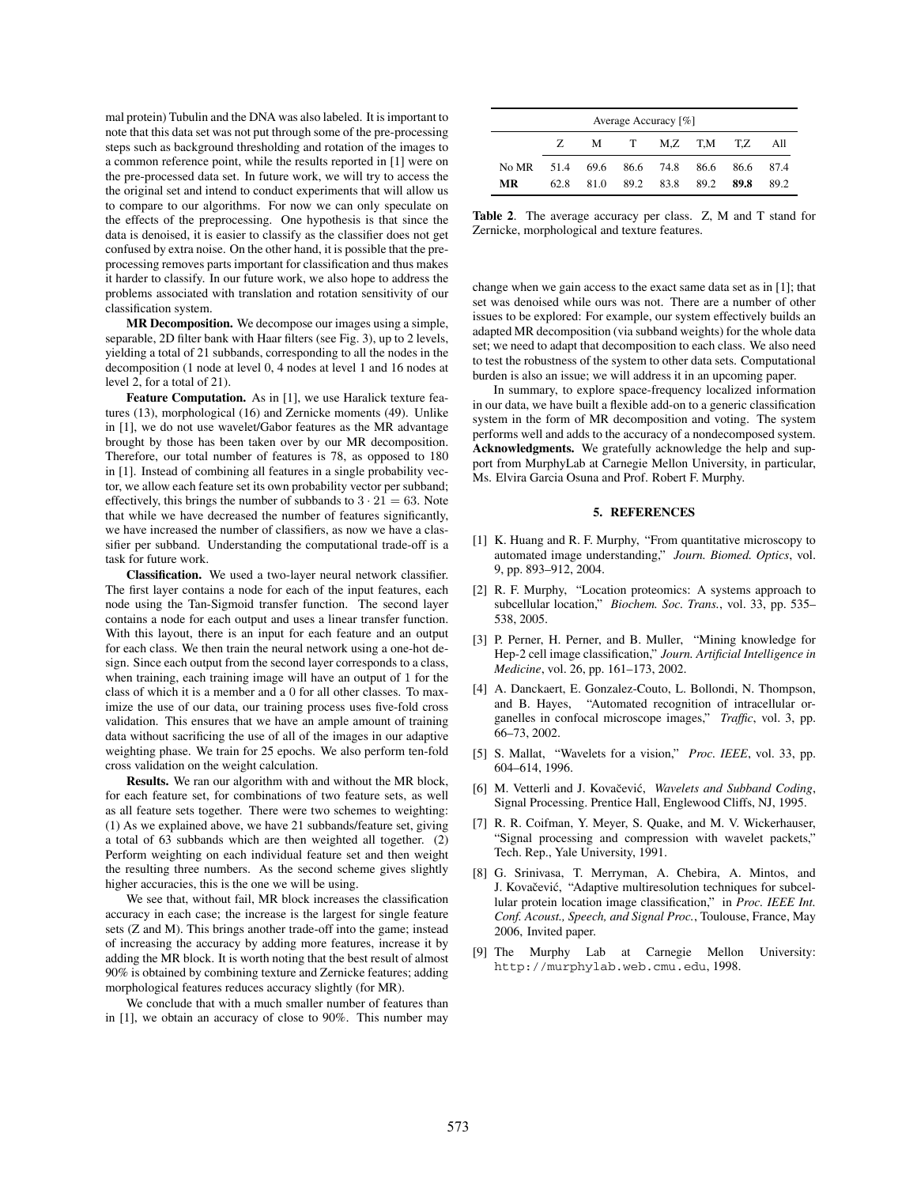mal protein) Tubulin and the DNA was also labeled. It is important to note that this data set was not put through some of the pre-processing steps such as background thresholding and rotation of the images to a common reference point, while the results reported in [1] were on the pre-processed data set. In future work, we will try to access the original set and intend to conduct experiments that will allow us to compare to our algorithms. For now we can only speculate on the effects of the preprocessing. One hypothesis is that since the data is denoised, it is easier to classify as the classifier does not get confused by extra noise. On the other hand, it is possible that the preprocessing removes parts important for classification and thus makes it harder to classify. In our future work, we also hope to address the problems associated with translation and rotation sensitivity of our classification system.

**MR Decomposition.** We decompose our images using a simple, separable, 2D filter bank with Haar filters (see Fig. 3), up to 2 levels, yielding a total of 21 subbands, corresponding to all the nodes in the decomposition (1 node at level 0, 4 nodes at level 1 and 16 nodes at level 2, for a total of 21).

**Feature Computation.** As in [1], we use Haralick texture features (13), morphological (16) and Zernicke moments (49). Unlike in [1], we do not use wavelet/Gabor features as the MR advantage brought by those has been taken over by our MR decomposition. Therefore, our total number of features is 78, as opposed to 180 in [1]. Instead of combining all features in a single probability vector, we allow each feature set its own probability vector per subband; effectively, this brings the number of subbands to $3 \cdot 21 = 63$. Note that while we have decreased the number of features significantly, we have increased the number of classifiers, as now we have a classifier per subband. Understanding the computational trade-off is a task for future work.

**Classification.** We used a two-layer neural network classifier. The first layer contains a node for each of the input features, each node using the Tan-Sigmoid transfer function. The second layer contains a node for each output and uses a linear transfer function. With this layout, there is an input for each feature and an output for each class. We then train the neural network using a one-hot design. Since each output from the second layer corresponds to a class, when training, each training image will have an output of 1 for the class of which it is a member and a 0 for all other classes. To maximize the use of our data, our training process uses five-fold cross validation. This ensures that we have an ample amount of training data without sacrificing the use of all of the images in our adaptive weighting phase. We train for 25 epochs. We also perform ten-fold cross validation on the weight calculation.

**Results.** We ran our algorithm with and without the MR block, for each feature set, for combinations of two feature sets, as well as all feature sets together. There were two schemes to weighting: (1) As we explained above, we have 21 subbands/feature set, giving a total of 63 subbands which are then weighted all together. (2) Perform weighting on each individual feature set and then weight the resulting three numbers. As the second scheme gives slightly higher accuracies, this is the one we will be using.

We see that, without fail, MR block increases the classification accuracy in each case; the increase is the largest for single feature sets (Z and M). This brings another trade-off into the game; instead of increasing the accuracy by adding more features, increase it by adding the MR block. It is worth noting that the best result of almost 90% is obtained by combining texture and Zernicke features; adding morphological features reduces accuracy slightly (for MR).

We conclude that with a much smaller number of features than in [1], we obtain an accuracy of close to 90%. This number may

| Average Accuracy [%] | | | | | | | |
|---|---|---|---|---|---|---|---|
| | Z | M | T | M,Z | T,M | T,Z | All |
| No MR | 51.4 | 69.6 | 86.6 | 74.8 | 86.6 | 86.6 | 87.4 |
| **MR** | 62.8 | 81.0 | 89.2 | 83.8 | 89.2 | **89.8** | 89.2 |

**Table 2**. The average accuracy per class. Z, M and T stand for Zernicke, morphological and texture features.

change when we gain access to the exact same data set as in [1]; that set was denoised while ours was not. There are a number of other issues to be explored: For example, our system effectively builds an adapted MR decomposition (via subband weights) for the whole data set; we need to adapt that decomposition to each class. We also need to test the robustness of the system to other data sets. Computational burden is also an issue; we will address it in an upcoming paper.

In summary, to explore space-frequency localized information in our data, we have built a flexible add-on to a generic classification system in the form of MR decomposition and voting. The system performs well and adds to the accuracy of a nondecomposed system.

**Acknowledgments.** We gratefully acknowledge the help and support from MurphyLab at Carnegie Mellon University, in particular, Ms. Elvira Garcia Osuna and Prof. Robert F. Murphy.

## 5. REFERENCES

[1] K. Huang and R. F. Murphy, "From quantitative microscopy to automated image understanding," *Journ. Biomed. Optics*, vol. 9, pp. 893–912, 2004.

[2] R. F. Murphy, "Location proteomics: A systems approach to subcellular location," *Biochem. Soc. Trans.*, vol. 33, pp. 535–538, 2005.

[3] P. Perner, H. Perner, and B. Muller, "Mining knowledge for Hep-2 cell image classification," *Journ. Artificial Intelligence in Medicine*, vol. 26, pp. 161–173, 2002.

[4] A. Danckaert, E. Gonzalez-Couto, L. Bollondi, N. Thompson, and B. Hayes, "Automated recognition of intracellular organelles in confocal microscope images," *Traffic*, vol. 3, pp. 66–73, 2002.

[5] S. Mallat, "Wavelets for a vision," *Proc. IEEE*, vol. 33, pp. 604–614, 1996.

[6] M. Vetterli and J. Kovačević, *Wavelets and Subband Coding*, Signal Processing. Prentice Hall, Englewood Cliffs, NJ, 1995.

[7] R. R. Coifman, Y. Meyer, S. Quake, and M. V. Wickerhauser, "Signal processing and compression with wavelet packets," Tech. Rep., Yale University, 1991.

[8] G. Srinivasa, T. Merryman, A. Chebira, A. Mintos, and J. Kovačević, "Adaptive multiresolution techniques for subcellular protein location image classification," in *Proc. IEEE Int. Conf. Acoust., Speech, and Signal Proc.*, Toulouse, France, May 2006, Invited paper.

[9] The Murphy Lab at Carnegie Mellon University: `http://murphylab.web.cmu.edu`, 1998.